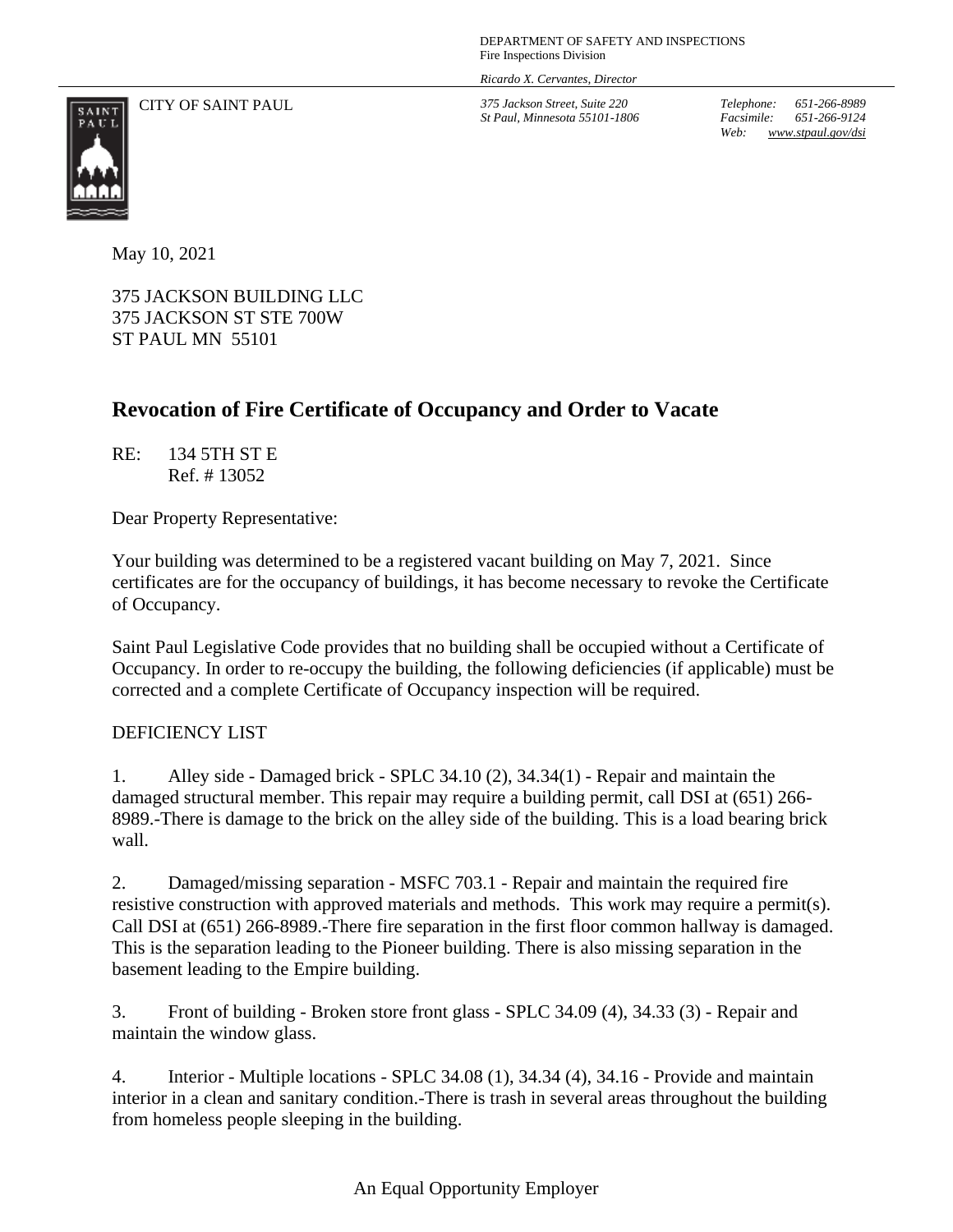DEPARTMENT OF SAFETY AND INSPECTIONS
Fire Inspections Division

*Ricardo X. Cervantes, Director*

CITY OF SAINT PAUL

*375 Jackson Street, Suite 220*
*St Paul, Minnesota 55101-1806*

*Telephone: 651-266-8989*
*Facsimile: 651-266-9124*
*Web: www.stpaul.gov/dsi*

May 10, 2021

375 JACKSON BUILDING LLC
375 JACKSON ST STE 700W
ST PAUL MN 55101

## Revocation of Fire Certificate of Occupancy and Order to Vacate

RE: 134 5TH ST E
Ref. # 13052

Dear Property Representative:

Your building was determined to be a registered vacant building on May 7, 2021. Since certificates are for the occupancy of buildings, it has become necessary to revoke the Certificate of Occupancy.

Saint Paul Legislative Code provides that no building shall be occupied without a Certificate of Occupancy. In order to re-occupy the building, the following deficiencies (if applicable) must be corrected and a complete Certificate of Occupancy inspection will be required.

DEFICIENCY LIST

1. Alley side - Damaged brick - SPLC 34.10 (2), 34.34(1) - Repair and maintain the damaged structural member. This repair may require a building permit, call DSI at (651) 266-8989.-There is damage to the brick on the alley side of the building. This is a load bearing brick wall.

2. Damaged/missing separation - MSFC 703.1 - Repair and maintain the required fire resistive construction with approved materials and methods. This work may require a permit(s). Call DSI at (651) 266-8989.-There fire separation in the first floor common hallway is damaged. This is the separation leading to the Pioneer building. There is also missing separation in the basement leading to the Empire building.

3. Front of building - Broken store front glass - SPLC 34.09 (4), 34.33 (3) - Repair and maintain the window glass.

4. Interior - Multiple locations - SPLC 34.08 (1), 34.34 (4), 34.16 - Provide and maintain interior in a clean and sanitary condition.-There is trash in several areas throughout the building from homeless people sleeping in the building.

An Equal Opportunity Employer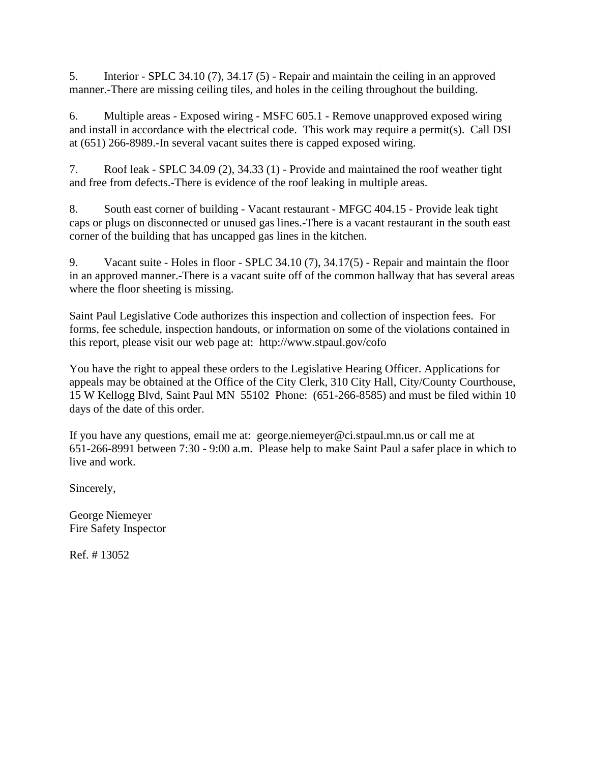5. Interior - SPLC 34.10 (7), 34.17 (5) - Repair and maintain the ceiling in an approved manner.-There are missing ceiling tiles, and holes in the ceiling throughout the building.

6. Multiple areas - Exposed wiring - MSFC 605.1 - Remove unapproved exposed wiring and install in accordance with the electrical code. This work may require a permit(s). Call DSI at (651) 266-8989.-In several vacant suites there is capped exposed wiring.

7. Roof leak - SPLC 34.09 (2), 34.33 (1) - Provide and maintained the roof weather tight and free from defects.-There is evidence of the roof leaking in multiple areas.

8. South east corner of building - Vacant restaurant - MFGC 404.15 - Provide leak tight caps or plugs on disconnected or unused gas lines.-There is a vacant restaurant in the south east corner of the building that has uncapped gas lines in the kitchen.

9. Vacant suite - Holes in floor - SPLC 34.10 (7), 34.17(5) - Repair and maintain the floor in an approved manner.-There is a vacant suite off of the common hallway that has several areas where the floor sheeting is missing.

Saint Paul Legislative Code authorizes this inspection and collection of inspection fees. For forms, fee schedule, inspection handouts, or information on some of the violations contained in this report, please visit our web page at: http://www.stpaul.gov/cofo

You have the right to appeal these orders to the Legislative Hearing Officer. Applications for appeals may be obtained at the Office of the City Clerk, 310 City Hall, City/County Courthouse, 15 W Kellogg Blvd, Saint Paul MN 55102 Phone: (651-266-8585) and must be filed within 10 days of the date of this order.

If you have any questions, email me at: george.niemeyer@ci.stpaul.mn.us or call me at 651-266-8991 between 7:30 - 9:00 a.m. Please help to make Saint Paul a safer place in which to live and work.

Sincerely,

George Niemeyer
Fire Safety Inspector

Ref. # 13052